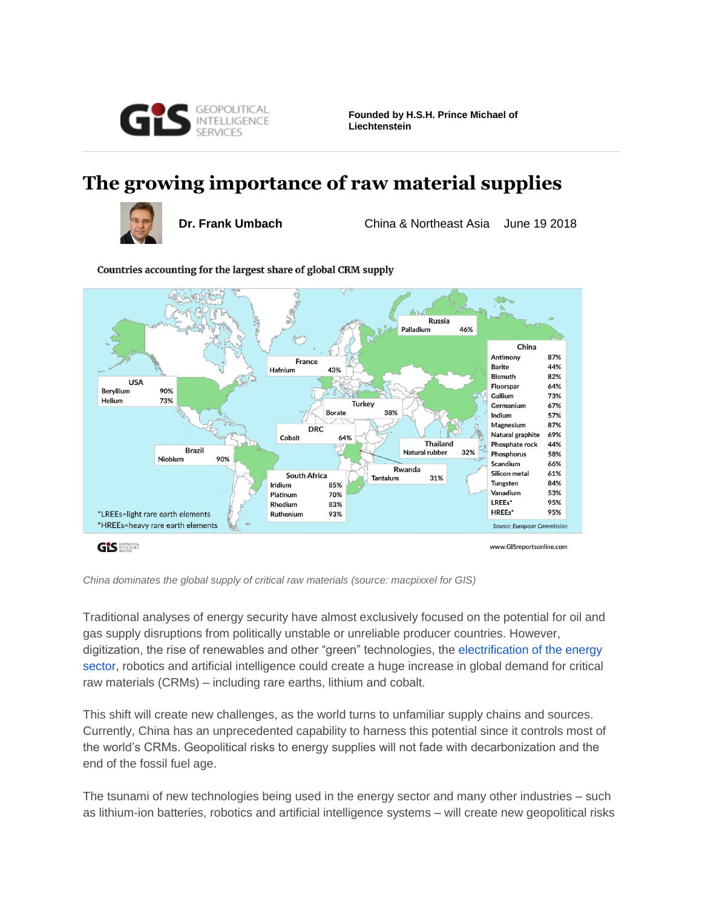Founded by H.S.H. Prince Michael of Liechtenstein

# The growing importance of raw material supplies

**Dr. Frank Umbach** China & Northeast Asia June 19 2018

**Countries accounting for the largest share of global CRM supply**

| Country | Material | Share |
|---|---|---|
| Russia | Palladium | 46% |
| France | Hafnium | 43% |
| USA | Beryllium | 90% |
| USA | Helium | 73% |
| Turkey | Borate | 38% |
| DRC | Cobalt | 64% |
| Brazil | Niobium | 90% |
| South Africa | Iridium | 85% |
| South Africa | Platinum | 70% |
| South Africa | Rhodium | 83% |
| South Africa | Ruthenium | 93% |
| Rwanda | Tantalum | 31% |
| Thailand | Natural rubber | 32% |
| China | Antimony | 87% |
| China | Barite | 44% |
| China | Bismuth | 82% |
| China | Fluorspar | 64% |
| China | Gallium | 73% |
| China | Germanium | 67% |
| China | Indium | 57% |
| China | Magnesium | 87% |
| China | Natural graphite | 69% |
| China | Phosphate rock | 44% |
| China | Phosphorus | 58% |
| China | Scandium | 66% |
| China | Silicon metal | 61% |
| China | Tungsten | 84% |
| China | Vanadium | 53% |
| China | LREEs* | 95% |
| China | HREEs* | 95% |

*LREEs=light rare earth elements
*HREEs=heavy rare earth elements

Source: European Commission

www.GISreportsonline.com

*China dominates the global supply of critical raw materials (source: macpixxel for GIS)*

Traditional analyses of energy security have almost exclusively focused on the potential for oil and gas supply disruptions from politically unstable or unreliable producer countries. However, digitization, the rise of renewables and other "green" technologies, the electrification of the energy sector, robotics and artificial intelligence could create a huge increase in global demand for critical raw materials (CRMs) – including rare earths, lithium and cobalt.

This shift will create new challenges, as the world turns to unfamiliar supply chains and sources. Currently, China has an unprecedented capability to harness this potential since it controls most of the world's CRMs. Geopolitical risks to energy supplies will not fade with decarbonization and the end of the fossil fuel age.

The tsunami of new technologies being used in the energy sector and many other industries – such as lithium-ion batteries, robotics and artificial intelligence systems – will create new geopolitical risks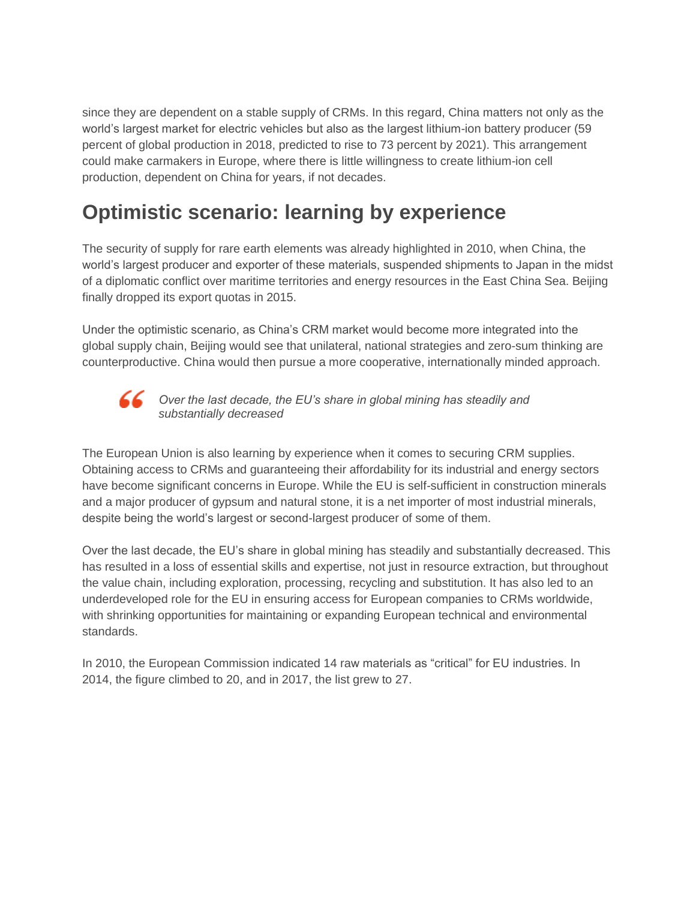since they are dependent on a stable supply of CRMs. In this regard, China matters not only as the world's largest market for electric vehicles but also as the largest lithium-ion battery producer (59 percent of global production in 2018, predicted to rise to 73 percent by 2021). This arrangement could make carmakers in Europe, where there is little willingness to create lithium-ion cell production, dependent on China for years, if not decades.

## Optimistic scenario: learning by experience

The security of supply for rare earth elements was already highlighted in 2010, when China, the world's largest producer and exporter of these materials, suspended shipments to Japan in the midst of a diplomatic conflict over maritime territories and energy resources in the East China Sea. Beijing finally dropped its export quotas in 2015.

Under the optimistic scenario, as China's CRM market would become more integrated into the global supply chain, Beijing would see that unilateral, national strategies and zero-sum thinking are counterproductive. China would then pursue a more cooperative, internationally minded approach.

> *Over the last decade, the EU's share in global mining has steadily and substantially decreased*

The European Union is also learning by experience when it comes to securing CRM supplies. Obtaining access to CRMs and guaranteeing their affordability for its industrial and energy sectors have become significant concerns in Europe. While the EU is self-sufficient in construction minerals and a major producer of gypsum and natural stone, it is a net importer of most industrial minerals, despite being the world's largest or second-largest producer of some of them.

Over the last decade, the EU's share in global mining has steadily and substantially decreased. This has resulted in a loss of essential skills and expertise, not just in resource extraction, but throughout the value chain, including exploration, processing, recycling and substitution. It has also led to an underdeveloped role for the EU in ensuring access for European companies to CRMs worldwide, with shrinking opportunities for maintaining or expanding European technical and environmental standards.

In 2010, the European Commission indicated 14 raw materials as "critical" for EU industries. In 2014, the figure climbed to 20, and in 2017, the list grew to 27.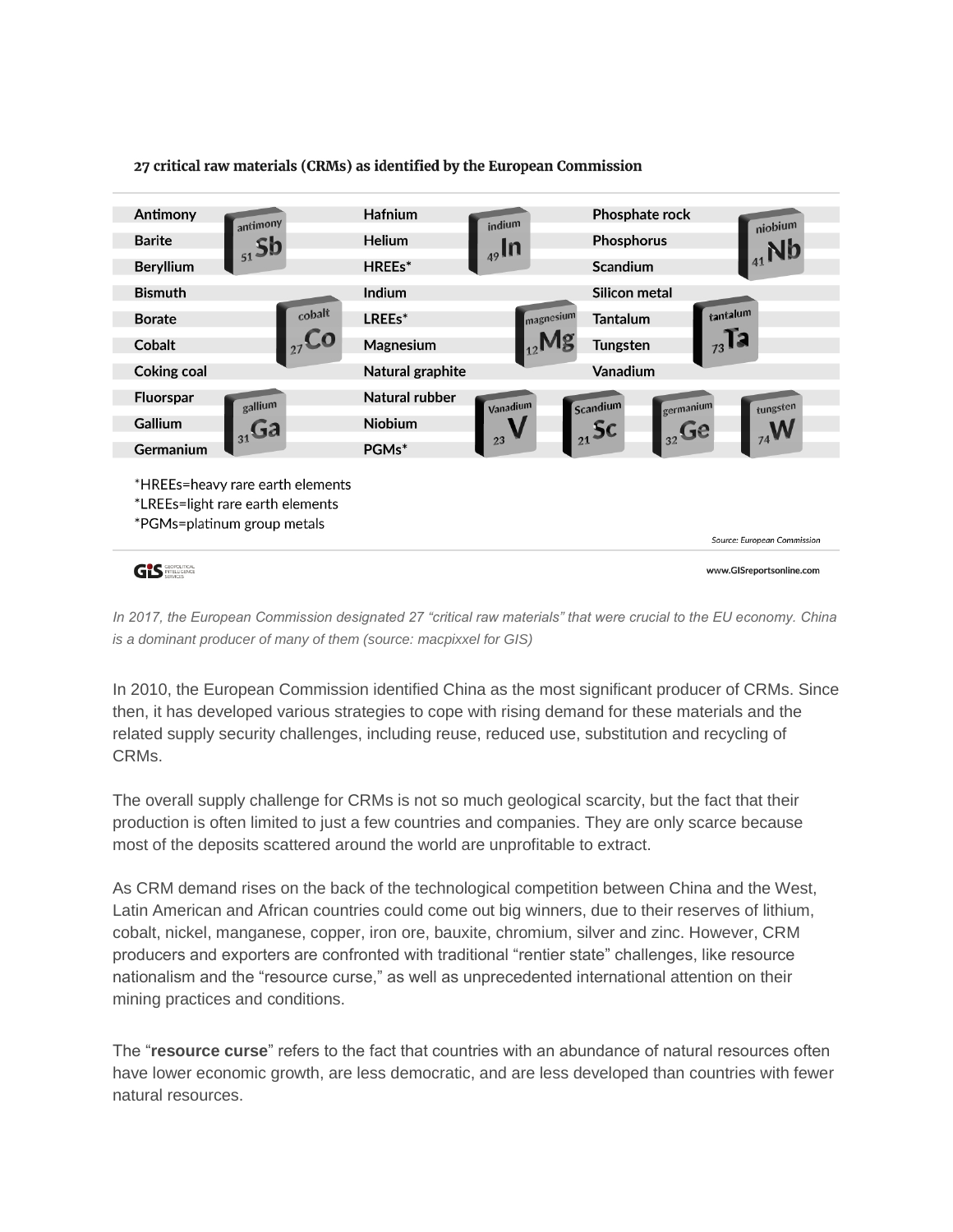**27 critical raw materials (CRMs) as identified by the European Commission**

| | | |
|---|---|---|
| Antimony | Hafnium | Phosphate rock |
| Barite | Helium | Phosphorus |
| Beryllium | HREEs* | Scandium |
| Bismuth | Indium | Silicon metal |
| Borate | LREEs* | Tantalum |
| Cobalt | Magnesium | Tungsten |
| Coking coal | Natural graphite | Vanadium |
| Fluorspar | Natural rubber | |
| Gallium | Niobium | |
| Germanium | PGMs* | |

*HREEs=heavy rare earth elements
*LREEs=light rare earth elements
*PGMs=platinum group metals

Source: European Commission

www.GISreportsonline.com

*In 2017, the European Commission designated 27 "critical raw materials" that were crucial to the EU economy. China is a dominant producer of many of them (source: macpixxel for GIS)*

In 2010, the European Commission identified China as the most significant producer of CRMs. Since then, it has developed various strategies to cope with rising demand for these materials and the related supply security challenges, including reuse, reduced use, substitution and recycling of CRMs.

The overall supply challenge for CRMs is not so much geological scarcity, but the fact that their production is often limited to just a few countries and companies. They are only scarce because most of the deposits scattered around the world are unprofitable to extract.

As CRM demand rises on the back of the technological competition between China and the West, Latin American and African countries could come out big winners, due to their reserves of lithium, cobalt, nickel, manganese, copper, iron ore, bauxite, chromium, silver and zinc. However, CRM producers and exporters are confronted with traditional "rentier state" challenges, like resource nationalism and the "resource curse," as well as unprecedented international attention on their mining practices and conditions.

The "**resource curse**" refers to the fact that countries with an abundance of natural resources often have lower economic growth, are less democratic, and are less developed than countries with fewer natural resources.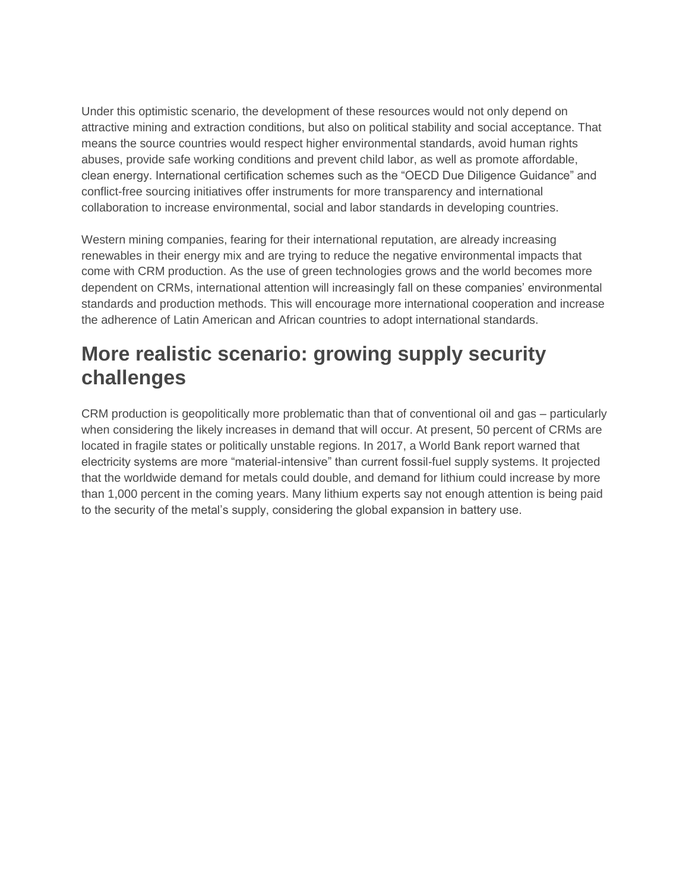Under this optimistic scenario, the development of these resources would not only depend on attractive mining and extraction conditions, but also on political stability and social acceptance. That means the source countries would respect higher environmental standards, avoid human rights abuses, provide safe working conditions and prevent child labor, as well as promote affordable, clean energy. International certification schemes such as the "OECD Due Diligence Guidance" and conflict-free sourcing initiatives offer instruments for more transparency and international collaboration to increase environmental, social and labor standards in developing countries.

Western mining companies, fearing for their international reputation, are already increasing renewables in their energy mix and are trying to reduce the negative environmental impacts that come with CRM production. As the use of green technologies grows and the world becomes more dependent on CRMs, international attention will increasingly fall on these companies' environmental standards and production methods. This will encourage more international cooperation and increase the adherence of Latin American and African countries to adopt international standards.

## More realistic scenario: growing supply security challenges

CRM production is geopolitically more problematic than that of conventional oil and gas – particularly when considering the likely increases in demand that will occur. At present, 50 percent of CRMs are located in fragile states or politically unstable regions. In 2017, a World Bank report warned that electricity systems are more "material-intensive" than current fossil-fuel supply systems. It projected that the worldwide demand for metals could double, and demand for lithium could increase by more than 1,000 percent in the coming years. Many lithium experts say not enough attention is being paid to the security of the metal's supply, considering the global expansion in battery use.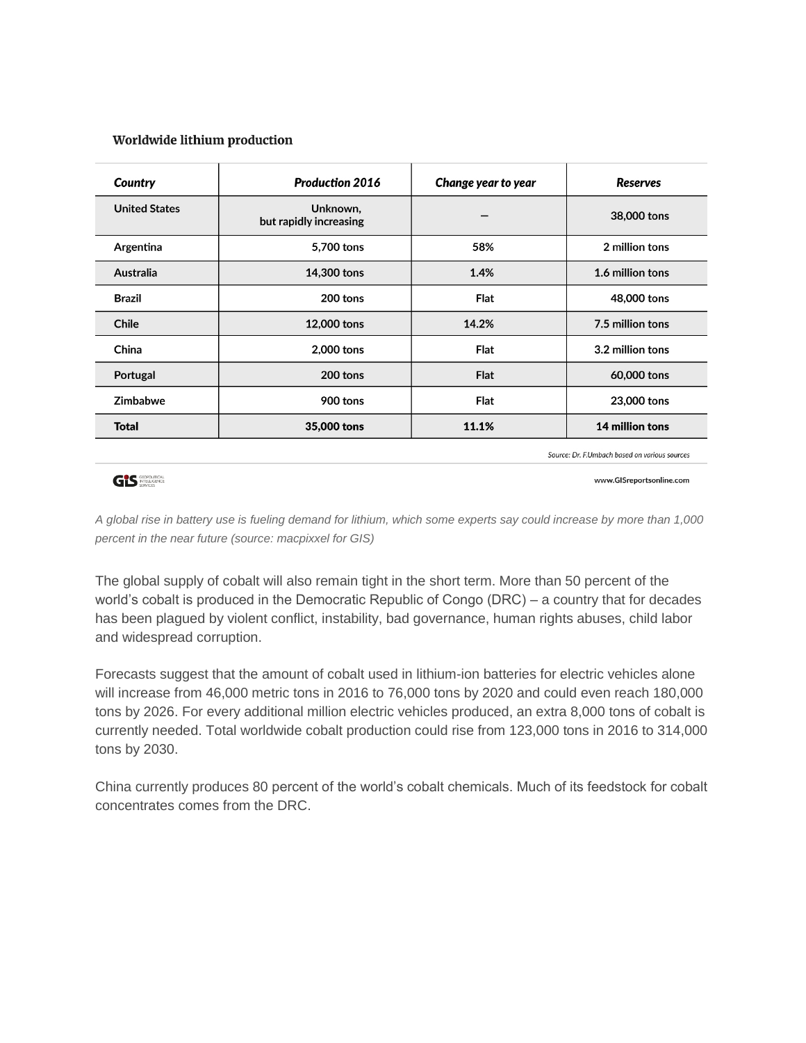**Worldwide lithium production**

| *Country* | *Production 2016* | *Change year to year* | *Reserves* |
|---|---|---|---|
| United States | Unknown, but rapidly increasing | – | 38,000 tons |
| Argentina | 5,700 tons | 58% | 2 million tons |
| Australia | 14,300 tons | 1.4% | 1.6 million tons |
| Brazil | 200 tons | Flat | 48,000 tons |
| Chile | 12,000 tons | 14.2% | 7.5 million tons |
| China | 2,000 tons | Flat | 3.2 million tons |
| Portugal | 200 tons | Flat | 60,000 tons |
| Zimbabwe | 900 tons | Flat | 23,000 tons |
| **Total** | **35,000 tons** | **11.1%** | **14 million tons** |

*Source: Dr. F.Umbach based on various sources*

GIS Geopolitical Intelligence Services — www.GISreportsonline.com

*A global rise in battery use is fueling demand for lithium, which some experts say could increase by more than 1,000 percent in the near future (source: macpixxel for GIS)*

The global supply of cobalt will also remain tight in the short term. More than 50 percent of the world's cobalt is produced in the Democratic Republic of Congo (DRC) – a country that for decades has been plagued by violent conflict, instability, bad governance, human rights abuses, child labor and widespread corruption.

Forecasts suggest that the amount of cobalt used in lithium-ion batteries for electric vehicles alone will increase from 46,000 metric tons in 2016 to 76,000 tons by 2020 and could even reach 180,000 tons by 2026. For every additional million electric vehicles produced, an extra 8,000 tons of cobalt is currently needed. Total worldwide cobalt production could rise from 123,000 tons in 2016 to 314,000 tons by 2030.

China currently produces 80 percent of the world's cobalt chemicals. Much of its feedstock for cobalt concentrates comes from the DRC.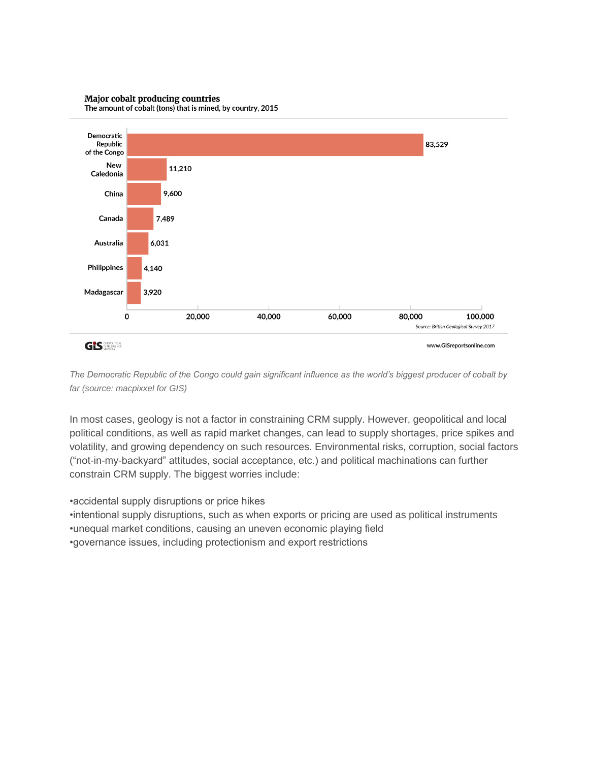**Major cobalt producing countries**
The amount of cobalt (tons) that is mined, by country, 2015

| Country | Tons |
| --- | --- |
| Democratic Republic of the Congo | 83,529 |
| New Caledonia | 11,210 |
| China | 9,600 |
| Canada | 7,489 |
| Australia | 6,031 |
| Philippines | 4,140 |
| Madagascar | 3,920 |

Source: British Geological Survey 2017

www.GISreportsonline.com

*The Democratic Republic of the Congo could gain significant influence as the world's biggest producer of cobalt by far (source: macpixxel for GIS)*

In most cases, geology is not a factor in constraining CRM supply. However, geopolitical and local political conditions, as well as rapid market changes, can lead to supply shortages, price spikes and volatility, and growing dependency on such resources. Environmental risks, corruption, social factors ("not-in-my-backyard" attitudes, social acceptance, etc.) and political machinations can further constrain CRM supply. The biggest worries include:

- accidental supply disruptions or price hikes
- intentional supply disruptions, such as when exports or pricing are used as political instruments
- unequal market conditions, causing an uneven economic playing field
- governance issues, including protectionism and export restrictions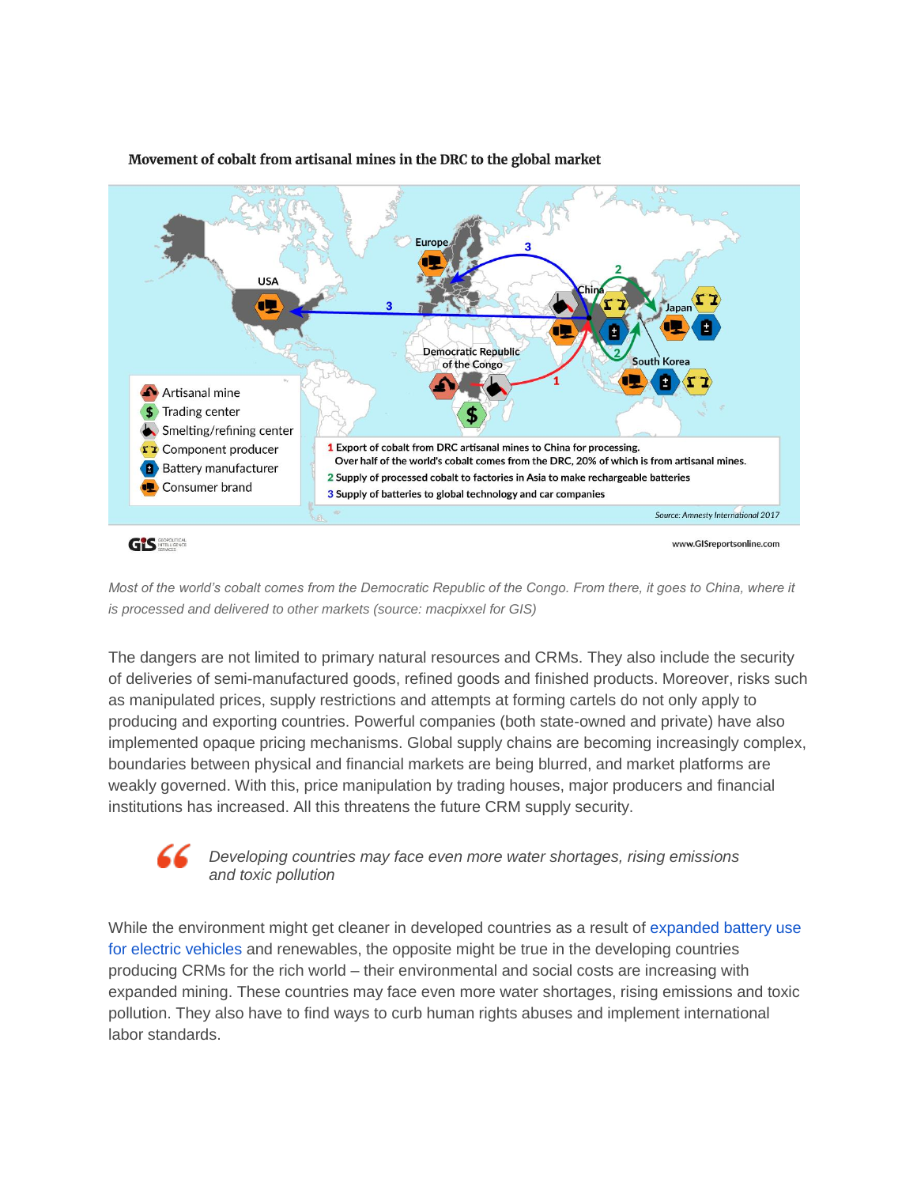**Movement of cobalt from artisanal mines in the DRC to the global market**

Europe

USA

China

Japan

South Korea

Democratic Republic of the Congo

Artisanal mine
Trading center
Smelting/refining center
Component producer
Battery manufacturer
Consumer brand

1 Export of cobalt from DRC artisanal mines to China for processing.
Over half of the world's cobalt comes from the DRC, 20% of which is from artisanal mines.
2 Supply of processed cobalt to factories in Asia to make rechargeable batteries
3 Supply of batteries to global technology and car companies

Source: Amnesty International 2017

GIS GEOPOLITICAL INTELLIGENCE SERVICES

www.GISreportsonline.com

*Most of the world's cobalt comes from the Democratic Republic of the Congo. From there, it goes to China, where it is processed and delivered to other markets (source: macpixxel for GIS)*

The dangers are not limited to primary natural resources and CRMs. They also include the security of deliveries of semi-manufactured goods, refined goods and finished products. Moreover, risks such as manipulated prices, supply restrictions and attempts at forming cartels do not only apply to producing and exporting countries. Powerful companies (both state-owned and private) have also implemented opaque pricing mechanisms. Global supply chains are becoming increasingly complex, boundaries between physical and financial markets are being blurred, and market platforms are weakly governed. With this, price manipulation by trading houses, major producers and financial institutions has increased. All this threatens the future CRM supply security.

> *Developing countries may face even more water shortages, rising emissions and toxic pollution*

While the environment might get cleaner in developed countries as a result of expanded battery use for electric vehicles and renewables, the opposite might be true in the developing countries producing CRMs for the rich world – their environmental and social costs are increasing with expanded mining. These countries may face even more water shortages, rising emissions and toxic pollution. They also have to find ways to curb human rights abuses and implement international labor standards.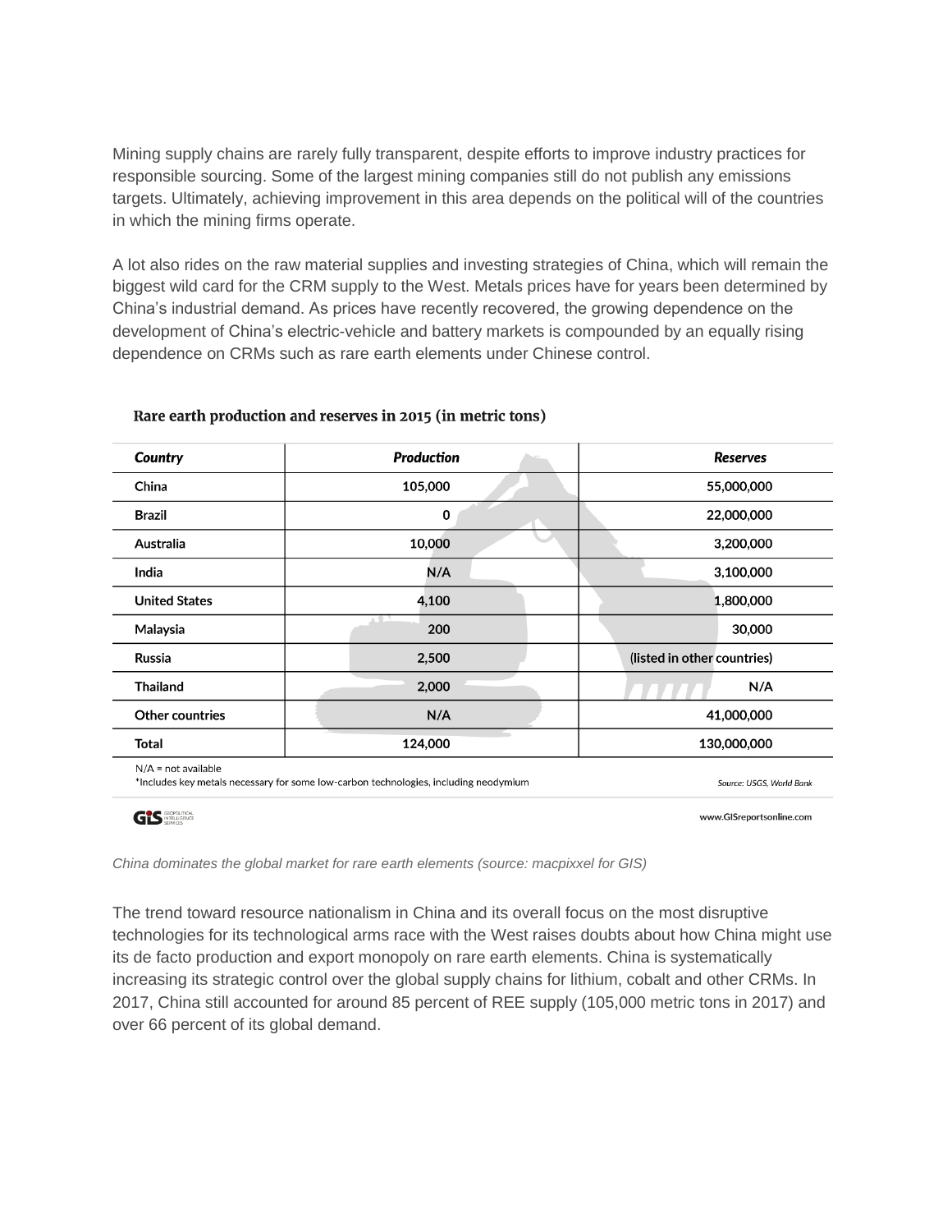Mining supply chains are rarely fully transparent, despite efforts to improve industry practices for responsible sourcing. Some of the largest mining companies still do not publish any emissions targets. Ultimately, achieving improvement in this area depends on the political will of the countries in which the mining firms operate.

A lot also rides on the raw material supplies and investing strategies of China, which will remain the biggest wild card for the CRM supply to the West. Metals prices have for years been determined by China's industrial demand. As prices have recently recovered, the growing dependence on the development of China's electric-vehicle and battery markets is compounded by an equally rising dependence on CRMs such as rare earth elements under Chinese control.

**Rare earth production and reserves in 2015 (in metric tons)**

| *Country* | *Production* | *Reserves* |
|---|---|---|
| China | 105,000 | 55,000,000 |
| Brazil | 0 | 22,000,000 |
| Australia | 10,000 | 3,200,000 |
| India | N/A | 3,100,000 |
| United States | 4,100 | 1,800,000 |
| Malaysia | 200 | 30,000 |
| Russia | 2,500 | (listed in other countries) |
| Thailand | 2,000 | N/A |
| Other countries | N/A | 41,000,000 |
| Total | 124,000 | 130,000,000 |

N/A = not available

*Includes key metals necessary for some low-carbon technologies, including neodymium

*Source: USGS, World Bank*

www.GISreportsonline.com

*China dominates the global market for rare earth elements (source: macpixxel for GIS)*

The trend toward resource nationalism in China and its overall focus on the most disruptive technologies for its technological arms race with the West raises doubts about how China might use its de facto production and export monopoly on rare earth elements. China is systematically increasing its strategic control over the global supply chains for lithium, cobalt and other CRMs. In 2017, China still accounted for around 85 percent of REE supply (105,000 metric tons in 2017) and over 66 percent of its global demand.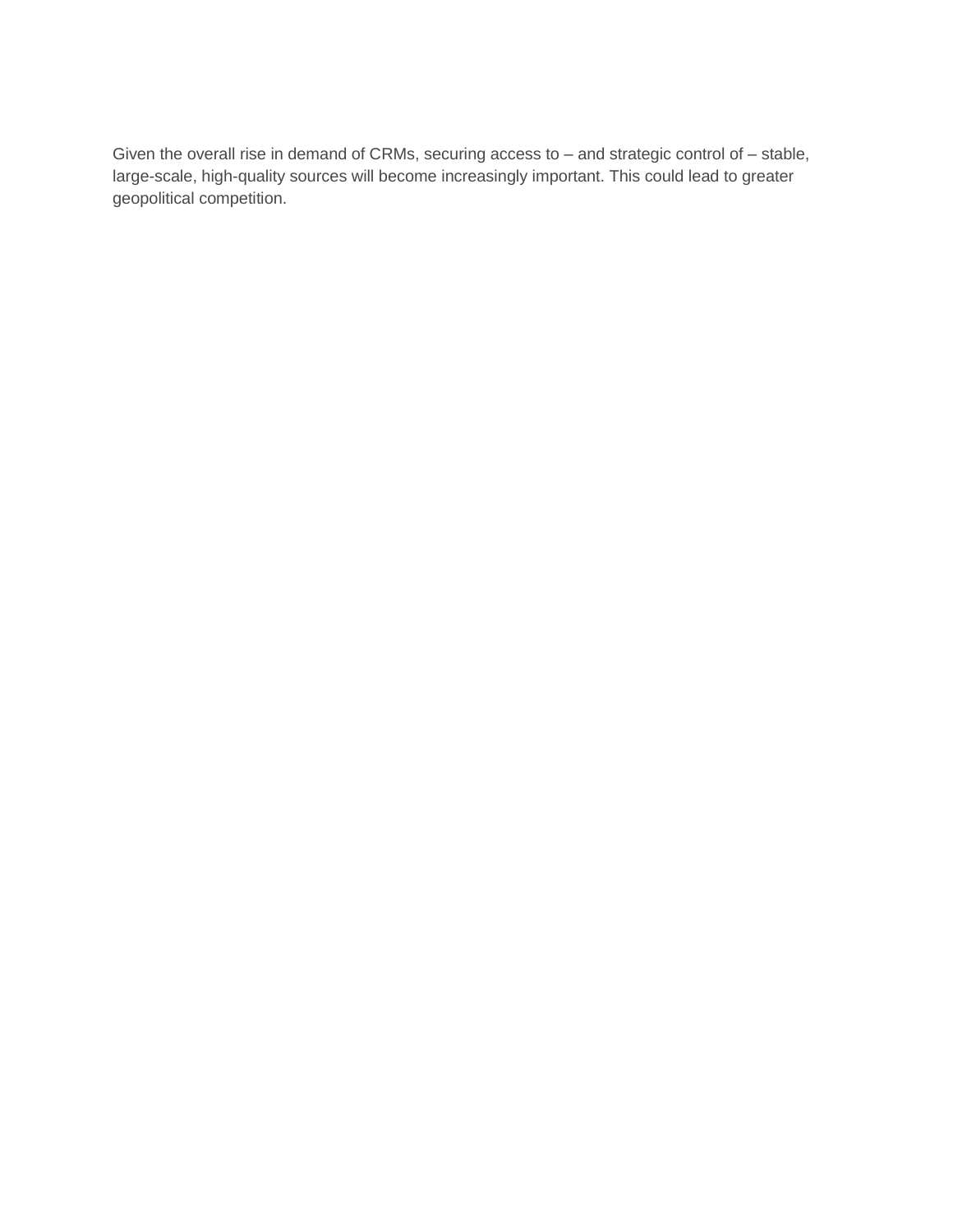Given the overall rise in demand of CRMs, securing access to – and strategic control of – stable, large-scale, high-quality sources will become increasingly important. This could lead to greater geopolitical competition.